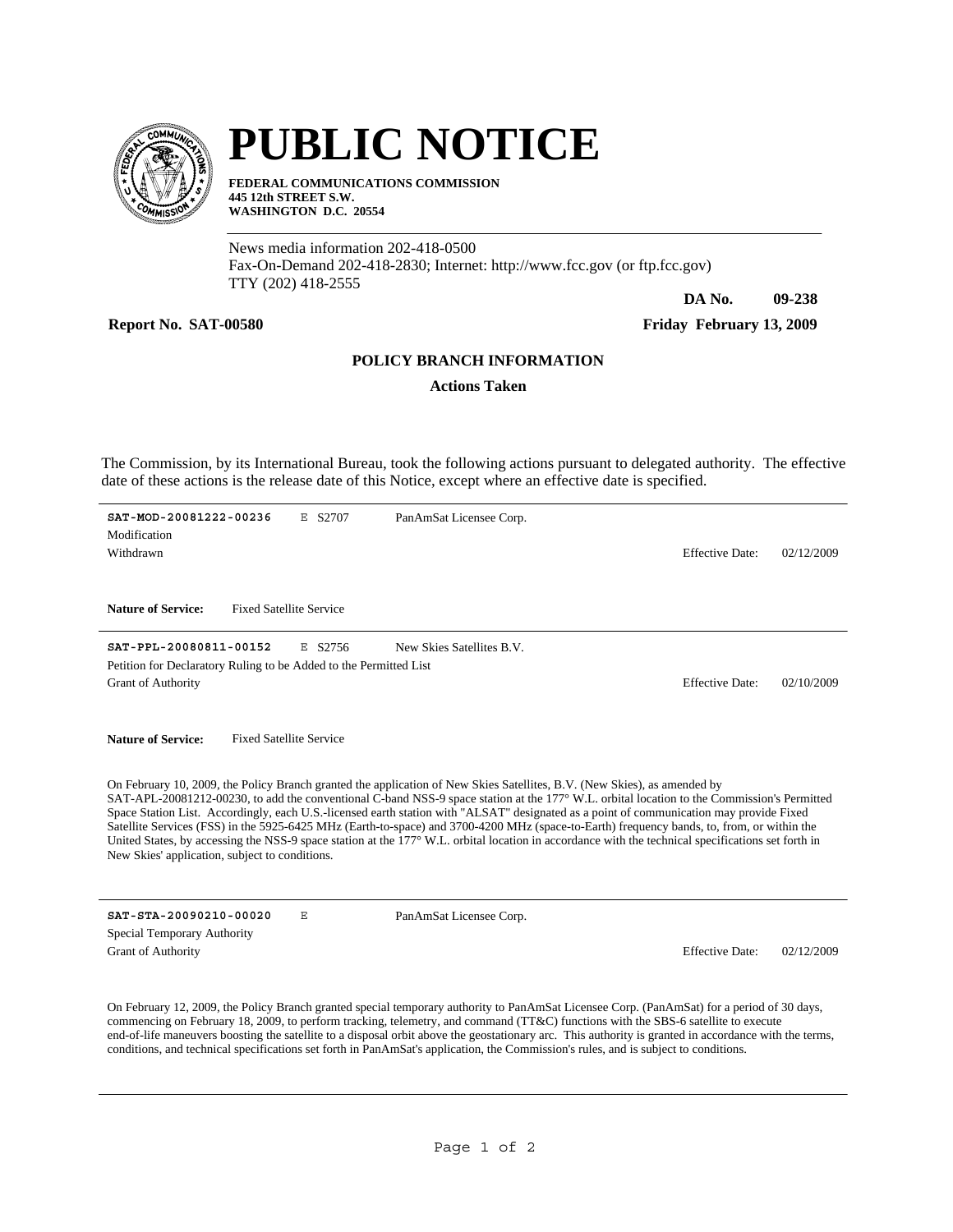# PUBLIC NOTICE

**FEDERAL COMMUNICATIONS COMMISSION**
**445 12th STREET S.W.**
**WASHINGTON D.C. 20554**

News media information 202-418-0500
Fax-On-Demand 202-418-2830; Internet: http://www.fcc.gov (or ftp.fcc.gov)
TTY (202) 418-2555

**DA No. 09-238**

**Report No. SAT-00580**

**Friday February 13, 2009**

## POLICY BRANCH INFORMATION

### Actions Taken

The Commission, by its International Bureau, took the following actions pursuant to delegated authority. The effective date of these actions is the release date of this Notice, except where an effective date is specified.

---

**SAT-MOD-20081222-00236** E S2707 PanAmSat Licensee Corp.
Modification
Withdrawn
Effective Date: 02/12/2009

**Nature of Service:** Fixed Satellite Service

---

**SAT-PPL-20080811-00152** E S2756 New Skies Satellites B.V.
Petition for Declaratory Ruling to be Added to the Permitted List
Grant of Authority
Effective Date: 02/10/2009

**Nature of Service:** Fixed Satellite Service

On February 10, 2009, the Policy Branch granted the application of New Skies Satellites, B.V. (New Skies), as amended by SAT-APL-20081212-00230, to add the conventional C-band NSS-9 space station at the 177° W.L. orbital location to the Commission's Permitted Space Station List. Accordingly, each U.S.-licensed earth station with "ALSAT" designated as a point of communication may provide Fixed Satellite Services (FSS) in the 5925-6425 MHz (Earth-to-space) and 3700-4200 MHz (space-to-Earth) frequency bands, to, from, or within the United States, by accessing the NSS-9 space station at the 177° W.L. orbital location in accordance with the technical specifications set forth in New Skies' application, subject to conditions.

---

**SAT-STA-20090210-00020** E PanAmSat Licensee Corp.
Special Temporary Authority
Grant of Authority
Effective Date: 02/12/2009

On February 12, 2009, the Policy Branch granted special temporary authority to PanAmSat Licensee Corp. (PanAmSat) for a period of 30 days, commencing on February 18, 2009, to perform tracking, telemetry, and command (TT&C) functions with the SBS-6 satellite to execute end-of-life maneuvers boosting the satellite to a disposal orbit above the geostationary arc. This authority is granted in accordance with the terms, conditions, and technical specifications set forth in PanAmSat's application, the Commission's rules, and is subject to conditions.

---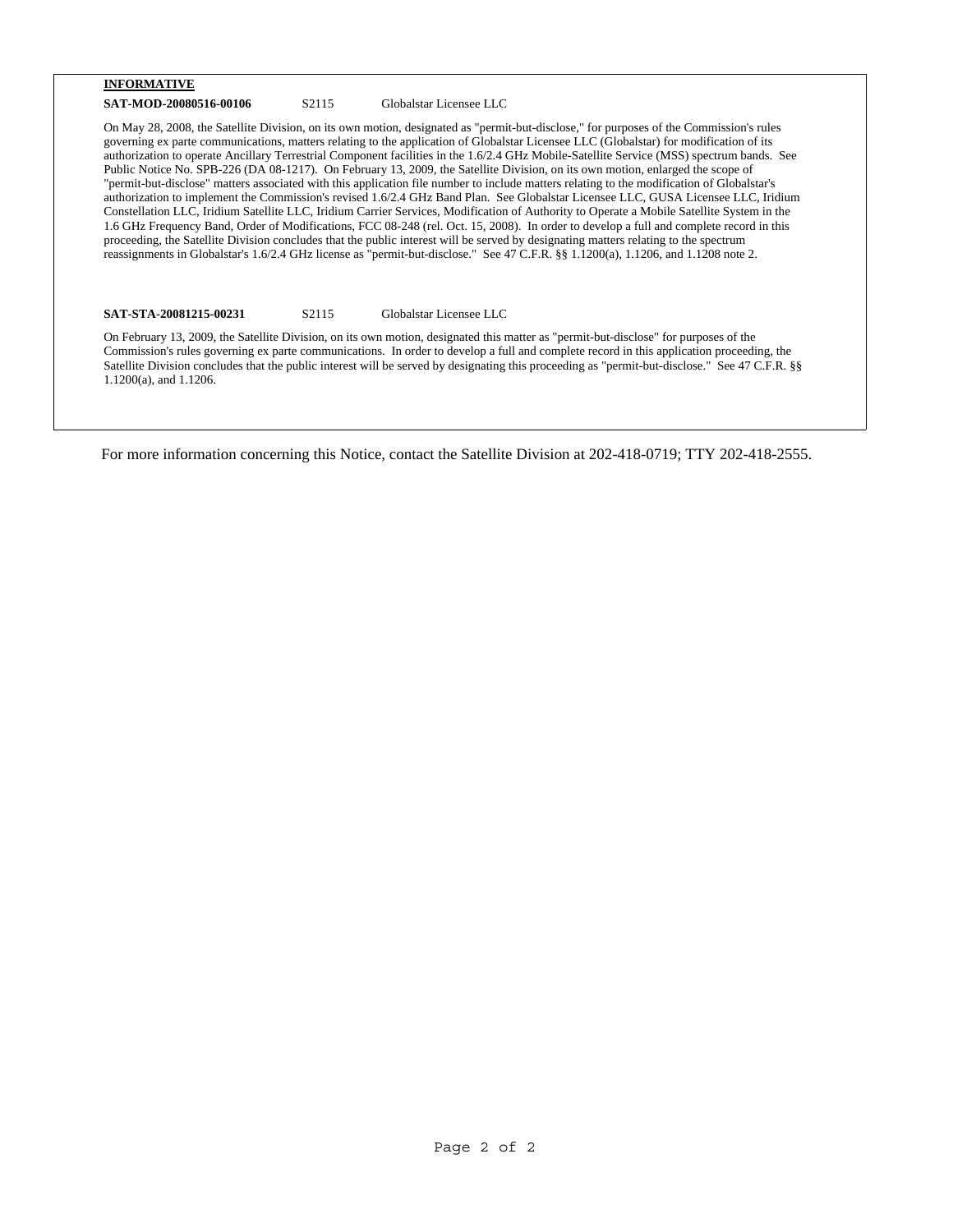**INFORMATIVE**

**SAT-MOD-20080516-00106** S2115 Globalstar Licensee LLC

On May 28, 2008, the Satellite Division, on its own motion, designated as "permit-but-disclose," for purposes of the Commission's rules governing ex parte communications, matters relating to the application of Globalstar Licensee LLC (Globalstar) for modification of its authorization to operate Ancillary Terrestrial Component facilities in the 1.6/2.4 GHz Mobile-Satellite Service (MSS) spectrum bands. See Public Notice No. SPB-226 (DA 08-1217). On February 13, 2009, the Satellite Division, on its own motion, enlarged the scope of "permit-but-disclose" matters associated with this application file number to include matters relating to the modification of Globalstar's authorization to implement the Commission's revised 1.6/2.4 GHz Band Plan. See Globalstar Licensee LLC, GUSA Licensee LLC, Iridium Constellation LLC, Iridium Satellite LLC, Iridium Carrier Services, Modification of Authority to Operate a Mobile Satellite System in the 1.6 GHz Frequency Band, Order of Modifications, FCC 08-248 (rel. Oct. 15, 2008). In order to develop a full and complete record in this proceeding, the Satellite Division concludes that the public interest will be served by designating matters relating to the spectrum reassignments in Globalstar's 1.6/2.4 GHz license as "permit-but-disclose." See 47 C.F.R. §§ 1.1200(a), 1.1206, and 1.1208 note 2.

**SAT-STA-20081215-00231** S2115 Globalstar Licensee LLC

On February 13, 2009, the Satellite Division, on its own motion, designated this matter as "permit-but-disclose" for purposes of the Commission's rules governing ex parte communications. In order to develop a full and complete record in this application proceeding, the Satellite Division concludes that the public interest will be served by designating this proceeding as "permit-but-disclose." See 47 C.F.R. §§ 1.1200(a), and 1.1206.

For more information concerning this Notice, contact the Satellite Division at 202-418-0719; TTY 202-418-2555.